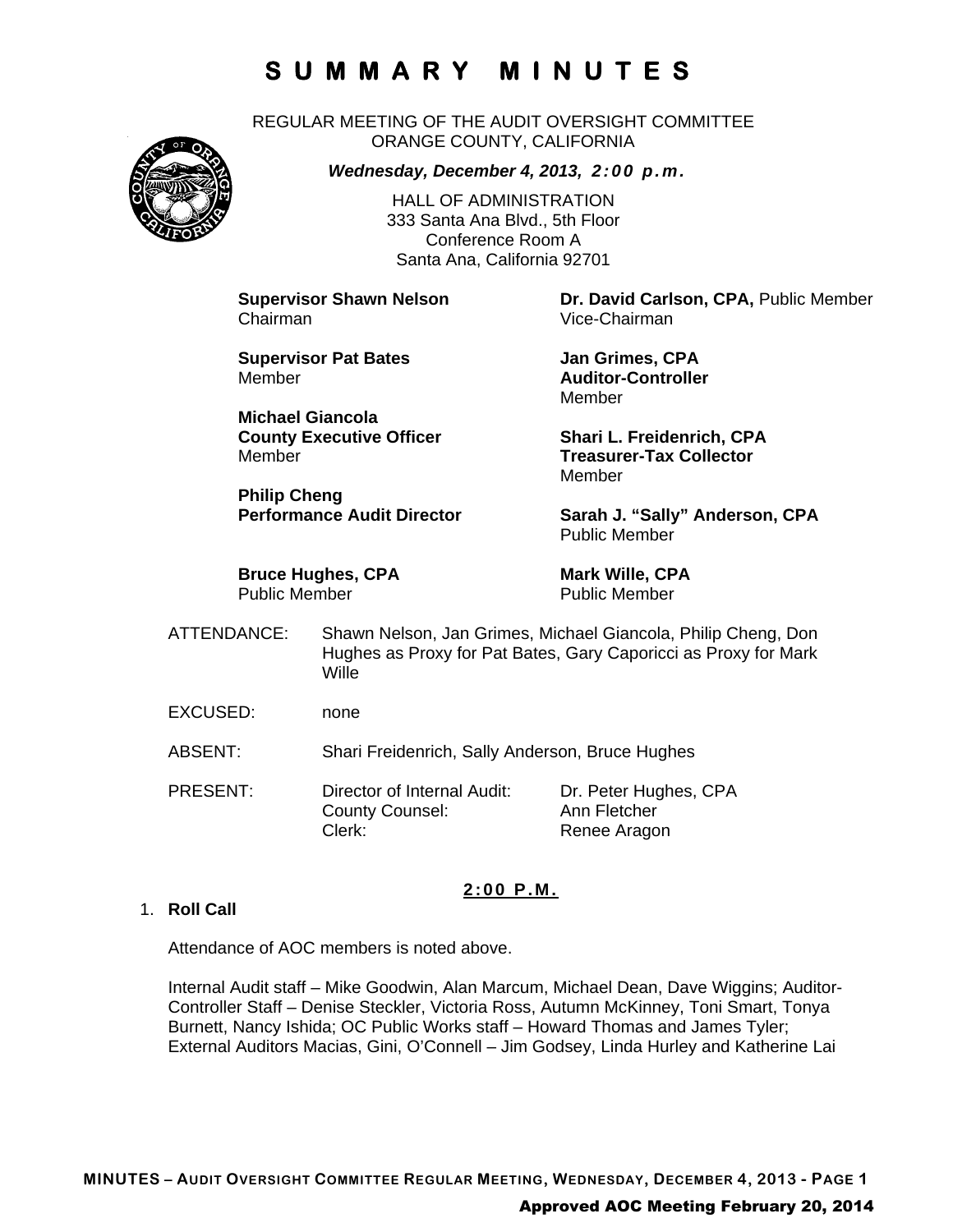# S U M M A R Y   M I N U T E S

REGULAR MEETING OF THE AUDIT OVERSIGHT COMMITTEE
ORANGE COUNTY, CALIFORNIA

***Wednesday, December 4, 2013, 2:00 p.m.***

HALL OF ADMINISTRATION
333 Santa Ana Blvd., 5th Floor
Conference Room A
Santa Ana, California 92701

**Supervisor Shawn Nelson**
Chairman

**Dr. David Carlson, CPA,** Public Member
Vice-Chairman

**Supervisor Pat Bates**
Member

**Jan Grimes, CPA**
**Auditor-Controller**
Member

**Michael Giancola**
**County Executive Officer**
Member

**Shari L. Freidenrich, CPA**
**Treasurer-Tax Collector**
Member

**Philip Cheng**
**Performance Audit Director**

**Sarah J. "Sally" Anderson, CPA**
Public Member

**Bruce Hughes, CPA**
Public Member

**Mark Wille, CPA**
Public Member

ATTENDANCE: Shawn Nelson, Jan Grimes, Michael Giancola, Philip Cheng, Don Hughes as Proxy for Pat Bates, Gary Caporicci as Proxy for Mark Wille

EXCUSED: none

ABSENT: Shari Freidenrich, Sally Anderson, Bruce Hughes

PRESENT:

| | | |
|---|---|---|
| | Director of Internal Audit: | Dr. Peter Hughes, CPA |
| | County Counsel: | Ann Fletcher |
| | Clerk: | Renee Aragon |

**2:00 P.M.**

1. **Roll Call**

   Attendance of AOC members is noted above.

   Internal Audit staff – Mike Goodwin, Alan Marcum, Michael Dean, Dave Wiggins; Auditor-Controller Staff – Denise Steckler, Victoria Ross, Autumn McKinney, Toni Smart, Tonya Burnett, Nancy Ishida; OC Public Works staff – Howard Thomas and James Tyler; External Auditors Macias, Gini, O'Connell – Jim Godsey, Linda Hurley and Katherine Lai

Approved AOC Meeting February 20, 2014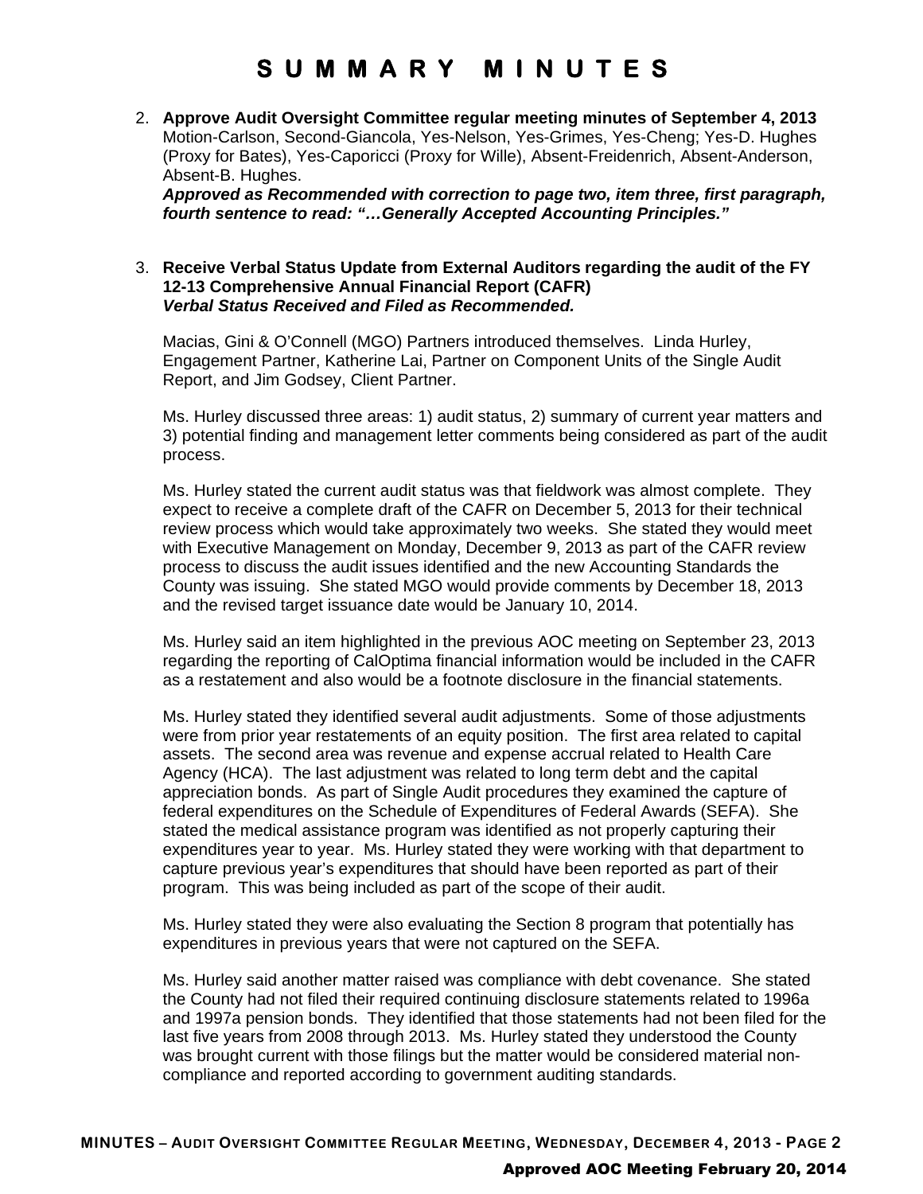# S U M M A R Y   M I N U T E S

2. **Approve Audit Oversight Committee regular meeting minutes of September 4, 2013**
   Motion-Carlson, Second-Giancola, Yes-Nelson, Yes-Grimes, Yes-Cheng; Yes-D. Hughes (Proxy for Bates), Yes-Caporicci (Proxy for Wille), Absent-Freidenrich, Absent-Anderson, Absent-B. Hughes.
   ***Approved as Recommended with correction to page two, item three, first paragraph, fourth sentence to read: "…Generally Accepted Accounting Principles."***

3. **Receive Verbal Status Update from External Auditors regarding the audit of the FY 12-13 Comprehensive Annual Financial Report (CAFR)**
   ***Verbal Status Received and Filed as Recommended.***

   Macias, Gini & O'Connell (MGO) Partners introduced themselves. Linda Hurley, Engagement Partner, Katherine Lai, Partner on Component Units of the Single Audit Report, and Jim Godsey, Client Partner.

   Ms. Hurley discussed three areas: 1) audit status, 2) summary of current year matters and 3) potential finding and management letter comments being considered as part of the audit process.

   Ms. Hurley stated the current audit status was that fieldwork was almost complete. They expect to receive a complete draft of the CAFR on December 5, 2013 for their technical review process which would take approximately two weeks. She stated they would meet with Executive Management on Monday, December 9, 2013 as part of the CAFR review process to discuss the audit issues identified and the new Accounting Standards the County was issuing. She stated MGO would provide comments by December 18, 2013 and the revised target issuance date would be January 10, 2014.

   Ms. Hurley said an item highlighted in the previous AOC meeting on September 23, 2013 regarding the reporting of CalOptima financial information would be included in the CAFR as a restatement and also would be a footnote disclosure in the financial statements.

   Ms. Hurley stated they identified several audit adjustments. Some of those adjustments were from prior year restatements of an equity position. The first area related to capital assets. The second area was revenue and expense accrual related to Health Care Agency (HCA). The last adjustment was related to long term debt and the capital appreciation bonds. As part of Single Audit procedures they examined the capture of federal expenditures on the Schedule of Expenditures of Federal Awards (SEFA). She stated the medical assistance program was identified as not properly capturing their expenditures year to year. Ms. Hurley stated they were working with that department to capture previous year's expenditures that should have been reported as part of their program. This was being included as part of the scope of their audit.

   Ms. Hurley stated they were also evaluating the Section 8 program that potentially has expenditures in previous years that were not captured on the SEFA.

   Ms. Hurley said another matter raised was compliance with debt covenance. She stated the County had not filed their required continuing disclosure statements related to 1996a and 1997a pension bonds. They identified that those statements had not been filed for the last five years from 2008 through 2013. Ms. Hurley stated they understood the County was brought current with those filings but the matter would be considered material non-compliance and reported according to government auditing standards.

**Approved AOC Meeting February 20, 2014**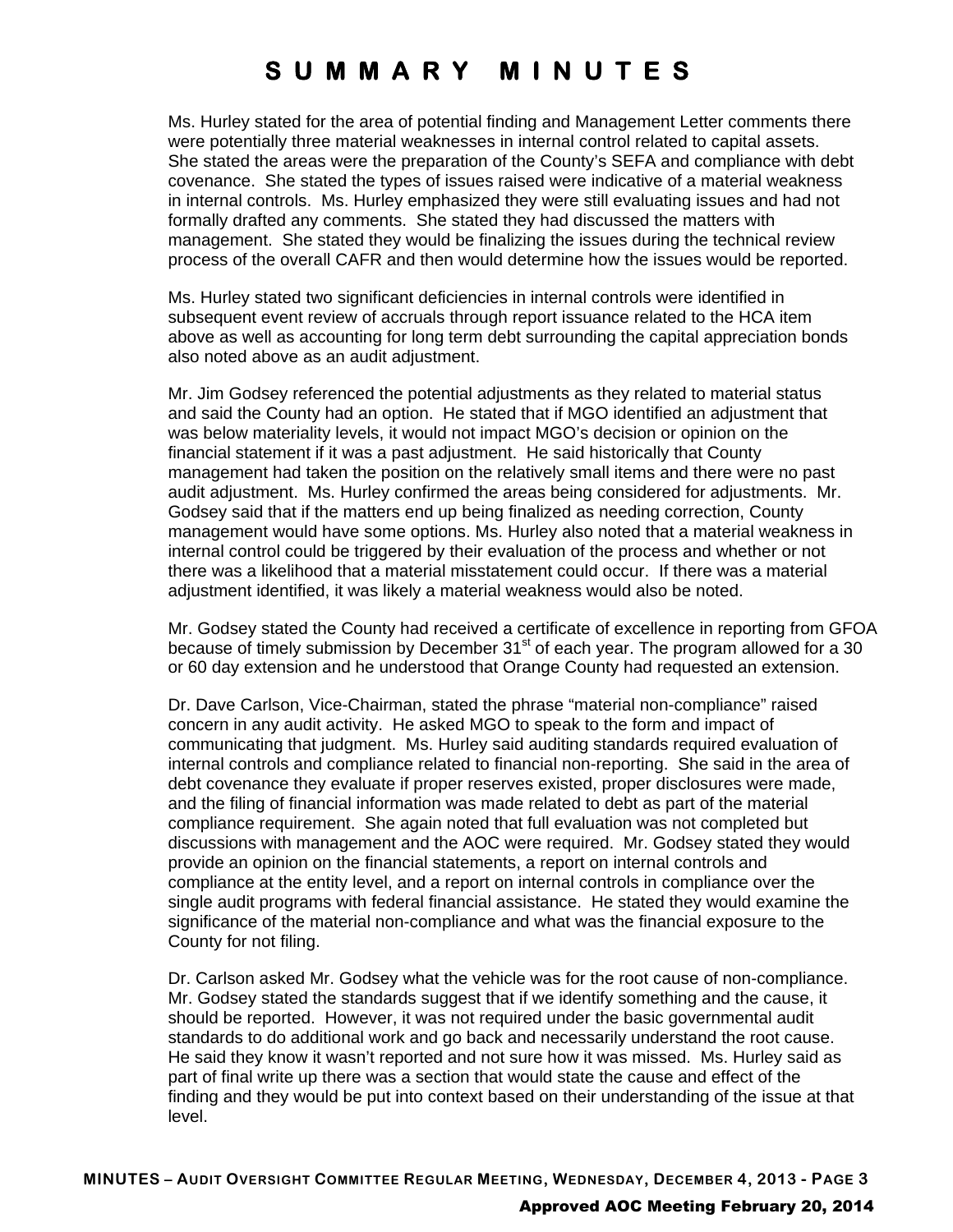Ms. Hurley stated for the area of potential finding and Management Letter comments there were potentially three material weaknesses in internal control related to capital assets. She stated the areas were the preparation of the County's SEFA and compliance with debt covenance. She stated the types of issues raised were indicative of a material weakness in internal controls. Ms. Hurley emphasized they were still evaluating issues and had not formally drafted any comments. She stated they had discussed the matters with management. She stated they would be finalizing the issues during the technical review process of the overall CAFR and then would determine how the issues would be reported.

Ms. Hurley stated two significant deficiencies in internal controls were identified in subsequent event review of accruals through report issuance related to the HCA item above as well as accounting for long term debt surrounding the capital appreciation bonds also noted above as an audit adjustment.

Mr. Jim Godsey referenced the potential adjustments as they related to material status and said the County had an option. He stated that if MGO identified an adjustment that was below materiality levels, it would not impact MGO's decision or opinion on the financial statement if it was a past adjustment. He said historically that County management had taken the position on the relatively small items and there were no past audit adjustment. Ms. Hurley confirmed the areas being considered for adjustments. Mr. Godsey said that if the matters end up being finalized as needing correction, County management would have some options. Ms. Hurley also noted that a material weakness in internal control could be triggered by their evaluation of the process and whether or not there was a likelihood that a material misstatement could occur. If there was a material adjustment identified, it was likely a material weakness would also be noted.

Mr. Godsey stated the County had received a certificate of excellence in reporting from GFOA because of timely submission by December 31st of each year. The program allowed for a 30 or 60 day extension and he understood that Orange County had requested an extension.

Dr. Dave Carlson, Vice-Chairman, stated the phrase "material non-compliance" raised concern in any audit activity. He asked MGO to speak to the form and impact of communicating that judgment. Ms. Hurley said auditing standards required evaluation of internal controls and compliance related to financial non-reporting. She said in the area of debt covenance they evaluate if proper reserves existed, proper disclosures were made, and the filing of financial information was made related to debt as part of the material compliance requirement. She again noted that full evaluation was not completed but discussions with management and the AOC were required. Mr. Godsey stated they would provide an opinion on the financial statements, a report on internal controls and compliance at the entity level, and a report on internal controls in compliance over the single audit programs with federal financial assistance. He stated they would examine the significance of the material non-compliance and what was the financial exposure to the County for not filing.

Dr. Carlson asked Mr. Godsey what the vehicle was for the root cause of non-compliance. Mr. Godsey stated the standards suggest that if we identify something and the cause, it should be reported. However, it was not required under the basic governmental audit standards to do additional work and go back and necessarily understand the root cause. He said they know it wasn't reported and not sure how it was missed. Ms. Hurley said as part of final write up there was a section that would state the cause and effect of the finding and they would be put into context based on their understanding of the issue at that level.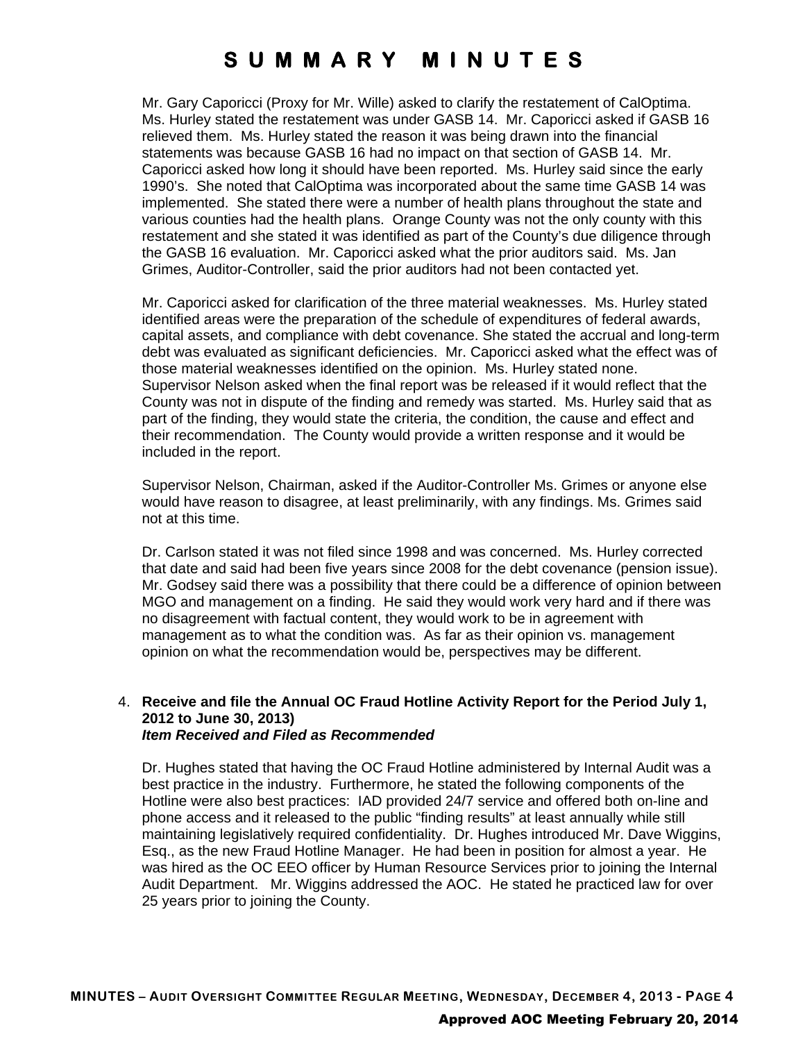Mr. Gary Caporicci (Proxy for Mr. Wille) asked to clarify the restatement of CalOptima. Ms. Hurley stated the restatement was under GASB 14. Mr. Caporicci asked if GASB 16 relieved them. Ms. Hurley stated the reason it was being drawn into the financial statements was because GASB 16 had no impact on that section of GASB 14. Mr. Caporicci asked how long it should have been reported. Ms. Hurley said since the early 1990's. She noted that CalOptima was incorporated about the same time GASB 14 was implemented. She stated there were a number of health plans throughout the state and various counties had the health plans. Orange County was not the only county with this restatement and she stated it was identified as part of the County's due diligence through the GASB 16 evaluation. Mr. Caporicci asked what the prior auditors said. Ms. Jan Grimes, Auditor-Controller, said the prior auditors had not been contacted yet.

Mr. Caporicci asked for clarification of the three material weaknesses. Ms. Hurley stated identified areas were the preparation of the schedule of expenditures of federal awards, capital assets, and compliance with debt covenance. She stated the accrual and long-term debt was evaluated as significant deficiencies. Mr. Caporicci asked what the effect was of those material weaknesses identified on the opinion. Ms. Hurley stated none. Supervisor Nelson asked when the final report was be released if it would reflect that the County was not in dispute of the finding and remedy was started. Ms. Hurley said that as part of the finding, they would state the criteria, the condition, the cause and effect and their recommendation. The County would provide a written response and it would be included in the report.

Supervisor Nelson, Chairman, asked if the Auditor-Controller Ms. Grimes or anyone else would have reason to disagree, at least preliminarily, with any findings. Ms. Grimes said not at this time.

Dr. Carlson stated it was not filed since 1998 and was concerned. Ms. Hurley corrected that date and said had been five years since 2008 for the debt covenance (pension issue). Mr. Godsey said there was a possibility that there could be a difference of opinion between MGO and management on a finding. He said they would work very hard and if there was no disagreement with factual content, they would work to be in agreement with management as to what the condition was. As far as their opinion vs. management opinion on what the recommendation would be, perspectives may be different.

4. **Receive and file the Annual OC Fraud Hotline Activity Report for the Period July 1, 2012 to June 30, 2013)**
   ***Item Received and Filed as Recommended***

   Dr. Hughes stated that having the OC Fraud Hotline administered by Internal Audit was a best practice in the industry. Furthermore, he stated the following components of the Hotline were also best practices: IAD provided 24/7 service and offered both on-line and phone access and it released to the public "finding results" at least annually while still maintaining legislatively required confidentiality. Dr. Hughes introduced Mr. Dave Wiggins, Esq., as the new Fraud Hotline Manager. He had been in position for almost a year. He was hired as the OC EEO officer by Human Resource Services prior to joining the Internal Audit Department. Mr. Wiggins addressed the AOC. He stated he practiced law for over 25 years prior to joining the County.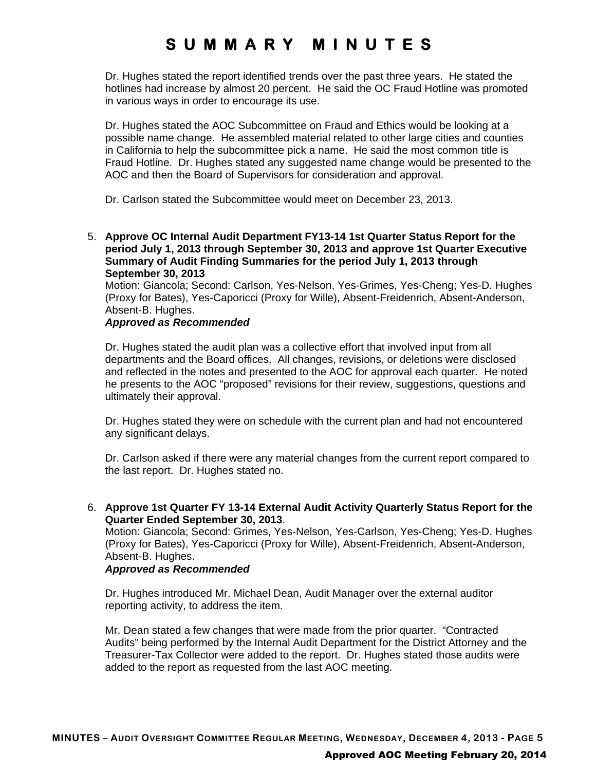Dr. Hughes stated the report identified trends over the past three years. He stated the hotlines had increase by almost 20 percent. He said the OC Fraud Hotline was promoted in various ways in order to encourage its use.

Dr. Hughes stated the AOC Subcommittee on Fraud and Ethics would be looking at a possible name change. He assembled material related to other large cities and counties in California to help the subcommittee pick a name. He said the most common title is Fraud Hotline. Dr. Hughes stated any suggested name change would be presented to the AOC and then the Board of Supervisors for consideration and approval.

Dr. Carlson stated the Subcommittee would meet on December 23, 2013.

5. **Approve OC Internal Audit Department FY13-14 1st Quarter Status Report for the period July 1, 2013 through September 30, 2013 and approve 1st Quarter Executive Summary of Audit Finding Summaries for the period July 1, 2013 through September 30, 2013**
Motion: Giancola; Second: Carlson, Yes-Nelson, Yes-Grimes, Yes-Cheng; Yes-D. Hughes (Proxy for Bates), Yes-Caporicci (Proxy for Wille), Absent-Freidenrich, Absent-Anderson, Absent-B. Hughes.
***Approved as Recommended***

Dr. Hughes stated the audit plan was a collective effort that involved input from all departments and the Board offices. All changes, revisions, or deletions were disclosed and reflected in the notes and presented to the AOC for approval each quarter. He noted he presents to the AOC "proposed" revisions for their review, suggestions, questions and ultimately their approval.

Dr. Hughes stated they were on schedule with the current plan and had not encountered any significant delays.

Dr. Carlson asked if there were any material changes from the current report compared to the last report. Dr. Hughes stated no.

6. **Approve 1st Quarter FY 13-14 External Audit Activity Quarterly Status Report for the Quarter Ended September 30, 2013**.
Motion: Giancola; Second: Grimes, Yes-Nelson, Yes-Carlson, Yes-Cheng; Yes-D. Hughes (Proxy for Bates), Yes-Caporicci (Proxy for Wille), Absent-Freidenrich, Absent-Anderson, Absent-B. Hughes.
***Approved as Recommended***

Dr. Hughes introduced Mr. Michael Dean, Audit Manager over the external auditor reporting activity, to address the item.

Mr. Dean stated a few changes that were made from the prior quarter. "Contracted Audits" being performed by the Internal Audit Department for the District Attorney and the Treasurer-Tax Collector were added to the report. Dr. Hughes stated those audits were added to the report as requested from the last AOC meeting.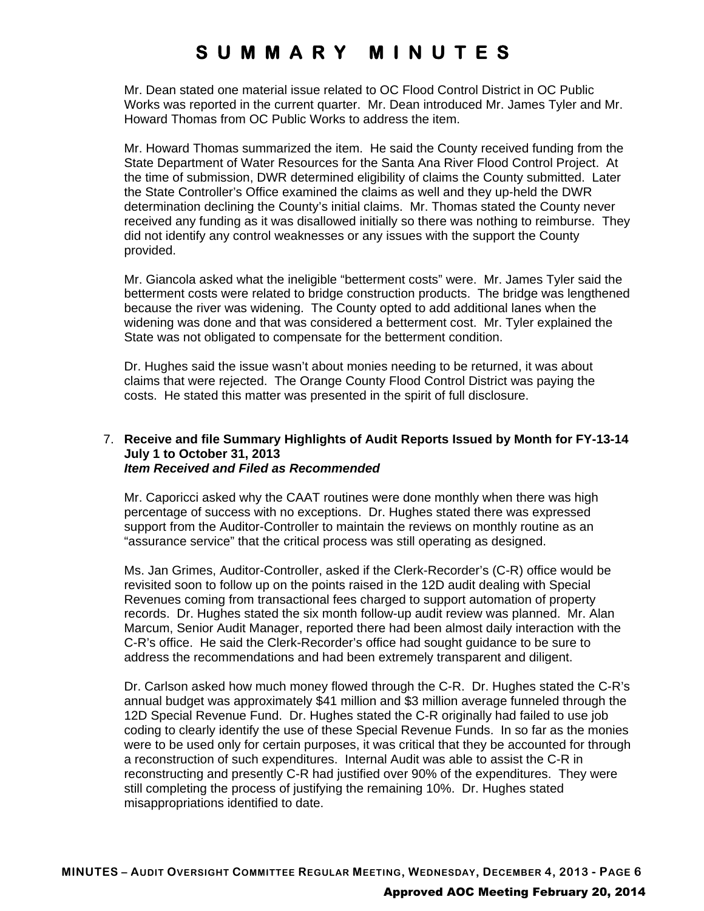Mr. Dean stated one material issue related to OC Flood Control District in OC Public Works was reported in the current quarter. Mr. Dean introduced Mr. James Tyler and Mr. Howard Thomas from OC Public Works to address the item.

Mr. Howard Thomas summarized the item. He said the County received funding from the State Department of Water Resources for the Santa Ana River Flood Control Project. At the time of submission, DWR determined eligibility of claims the County submitted. Later the State Controller's Office examined the claims as well and they up-held the DWR determination declining the County's initial claims. Mr. Thomas stated the County never received any funding as it was disallowed initially so there was nothing to reimburse. They did not identify any control weaknesses or any issues with the support the County provided.

Mr. Giancola asked what the ineligible "betterment costs" were. Mr. James Tyler said the betterment costs were related to bridge construction products. The bridge was lengthened because the river was widening. The County opted to add additional lanes when the widening was done and that was considered a betterment cost. Mr. Tyler explained the State was not obligated to compensate for the betterment condition.

Dr. Hughes said the issue wasn't about monies needing to be returned, it was about claims that were rejected. The Orange County Flood Control District was paying the costs. He stated this matter was presented in the spirit of full disclosure.

7. **Receive and file Summary Highlights of Audit Reports Issued by Month for FY-13-14 July 1 to October 31, 2013**
   ***Item Received and Filed as Recommended***

   Mr. Caporicci asked why the CAAT routines were done monthly when there was high percentage of success with no exceptions. Dr. Hughes stated there was expressed support from the Auditor-Controller to maintain the reviews on monthly routine as an "assurance service" that the critical process was still operating as designed.

   Ms. Jan Grimes, Auditor-Controller, asked if the Clerk-Recorder's (C-R) office would be revisited soon to follow up on the points raised in the 12D audit dealing with Special Revenues coming from transactional fees charged to support automation of property records. Dr. Hughes stated the six month follow-up audit review was planned. Mr. Alan Marcum, Senior Audit Manager, reported there had been almost daily interaction with the C-R's office. He said the Clerk-Recorder's office had sought guidance to be sure to address the recommendations and had been extremely transparent and diligent.

   Dr. Carlson asked how much money flowed through the C-R. Dr. Hughes stated the C-R's annual budget was approximately $41 million and $3 million average funneled through the 12D Special Revenue Fund. Dr. Hughes stated the C-R originally had failed to use job coding to clearly identify the use of these Special Revenue Funds. In so far as the monies were to be used only for certain purposes, it was critical that they be accounted for through a reconstruction of such expenditures. Internal Audit was able to assist the C-R in reconstructing and presently C-R had justified over 90% of the expenditures. They were still completing the process of justifying the remaining 10%. Dr. Hughes stated misappropriations identified to date.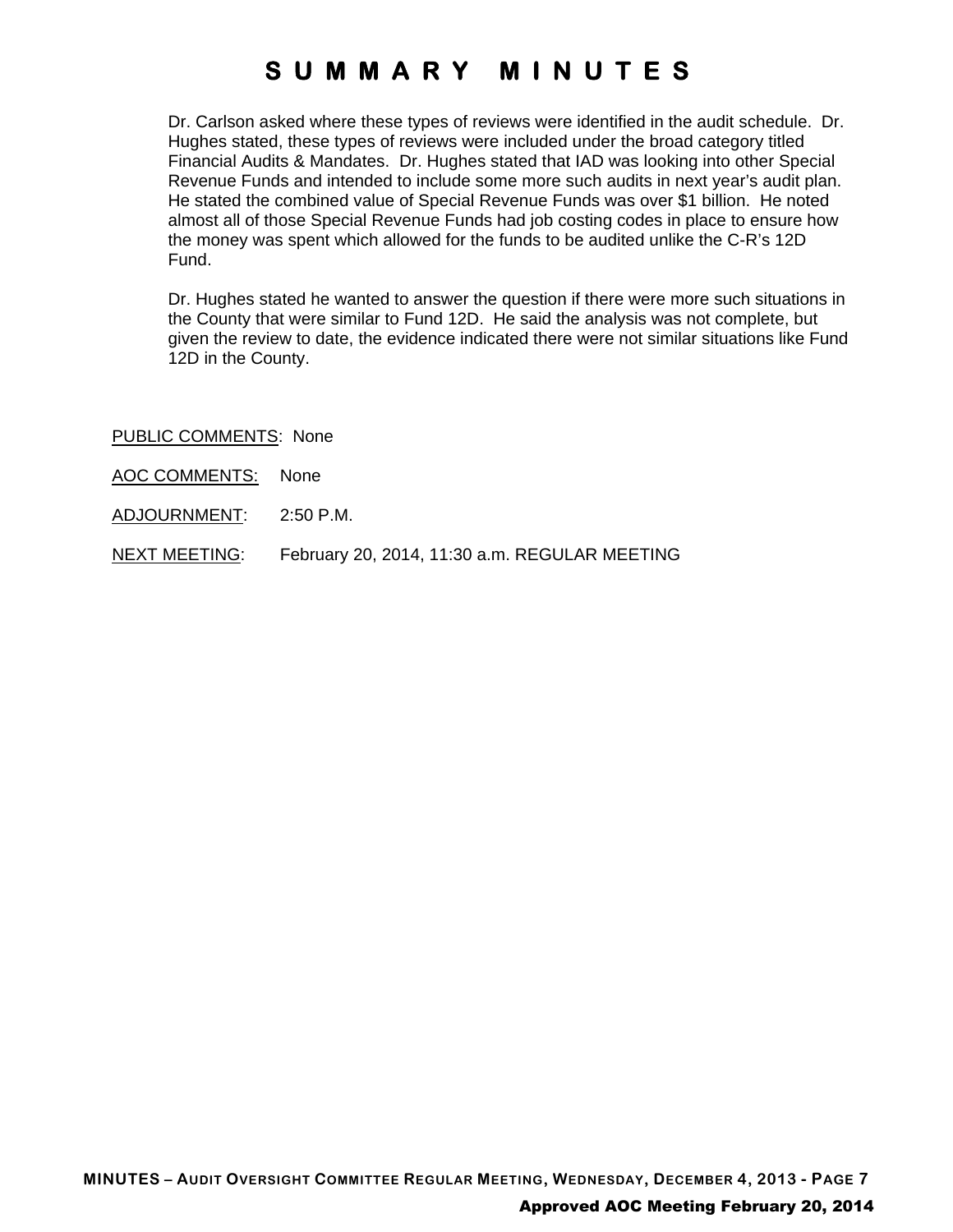Dr. Carlson asked where these types of reviews were identified in the audit schedule. Dr. Hughes stated, these types of reviews were included under the broad category titled Financial Audits & Mandates. Dr. Hughes stated that IAD was looking into other Special Revenue Funds and intended to include some more such audits in next year's audit plan. He stated the combined value of Special Revenue Funds was over $1 billion. He noted almost all of those Special Revenue Funds had job costing codes in place to ensure how the money was spent which allowed for the funds to be audited unlike the C-R's 12D Fund.

Dr. Hughes stated he wanted to answer the question if there were more such situations in the County that were similar to Fund 12D. He said the analysis was not complete, but given the review to date, the evidence indicated there were not similar situations like Fund 12D in the County.

PUBLIC COMMENTS: None

AOC COMMENTS: None

ADJOURNMENT: 2:50 P.M.

NEXT MEETING: February 20, 2014, 11:30 a.m. REGULAR MEETING

**Approved AOC Meeting February 20, 2014**